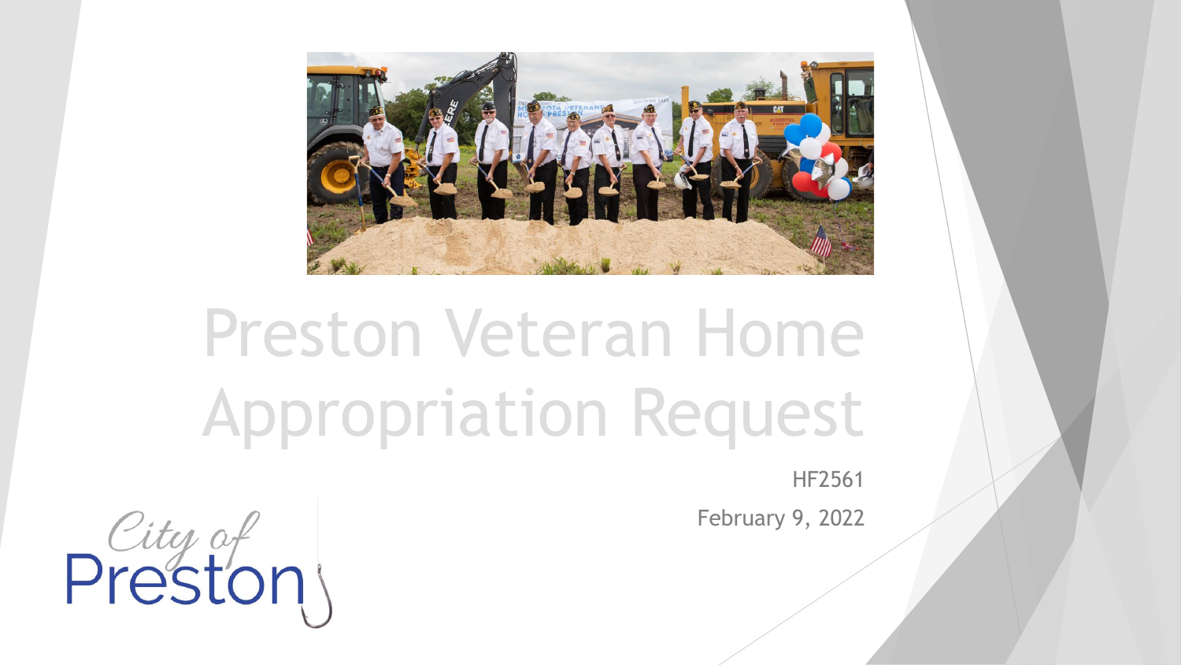# Preston Veteran Home Appropriation Request

HF2561

February 9, 2022

City of Preston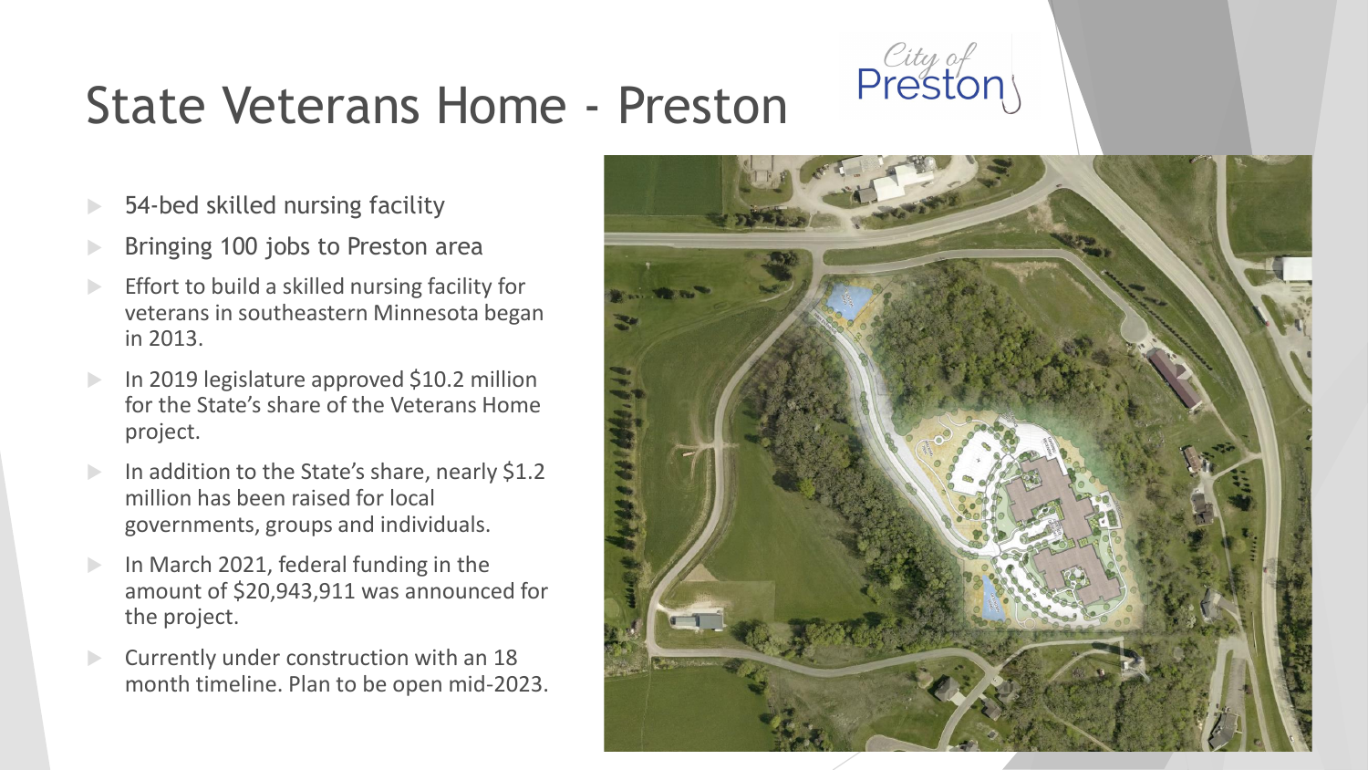# State Veterans Home - Preston

City of Preston

- 54-bed skilled nursing facility
- Bringing 100 jobs to Preston area
- Effort to build a skilled nursing facility for veterans in southeastern Minnesota began in 2013.
- In 2019 legislature approved $10.2 million for the State's share of the Veterans Home project.
- In addition to the State's share, nearly $1.2 million has been raised for local governments, groups and individuals.
- In March 2021, federal funding in the amount of $20,943,911 was announced for the project.
- Currently under construction with an 18 month timeline. Plan to be open mid-2023.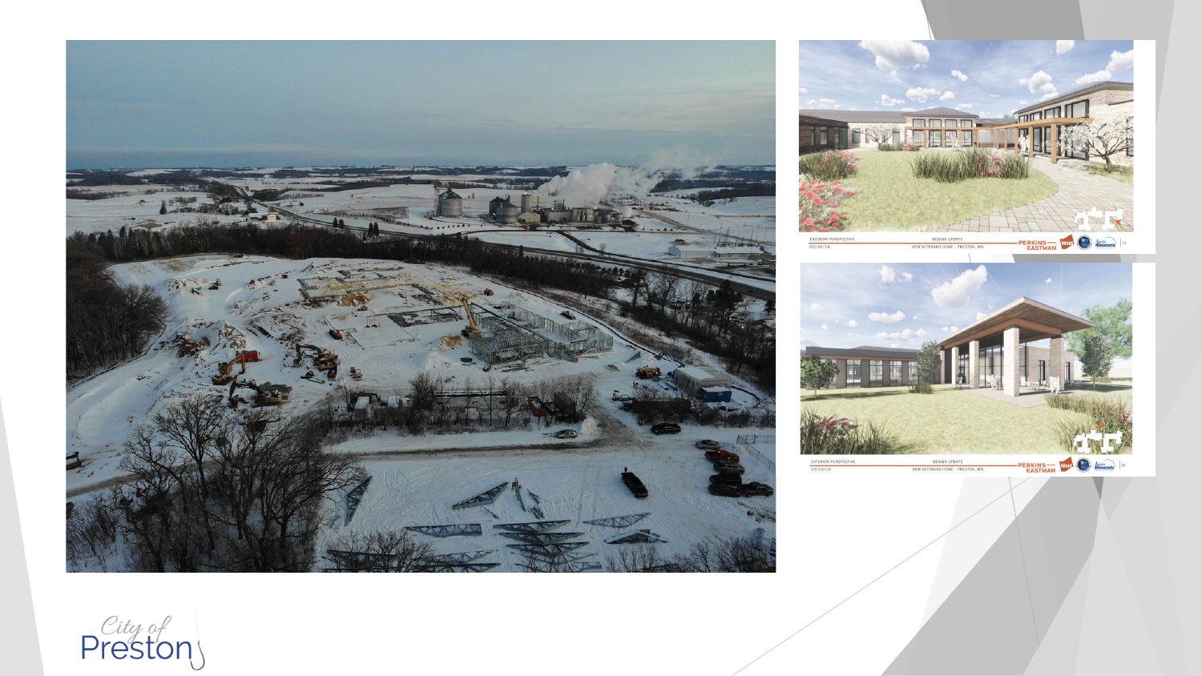City of Preston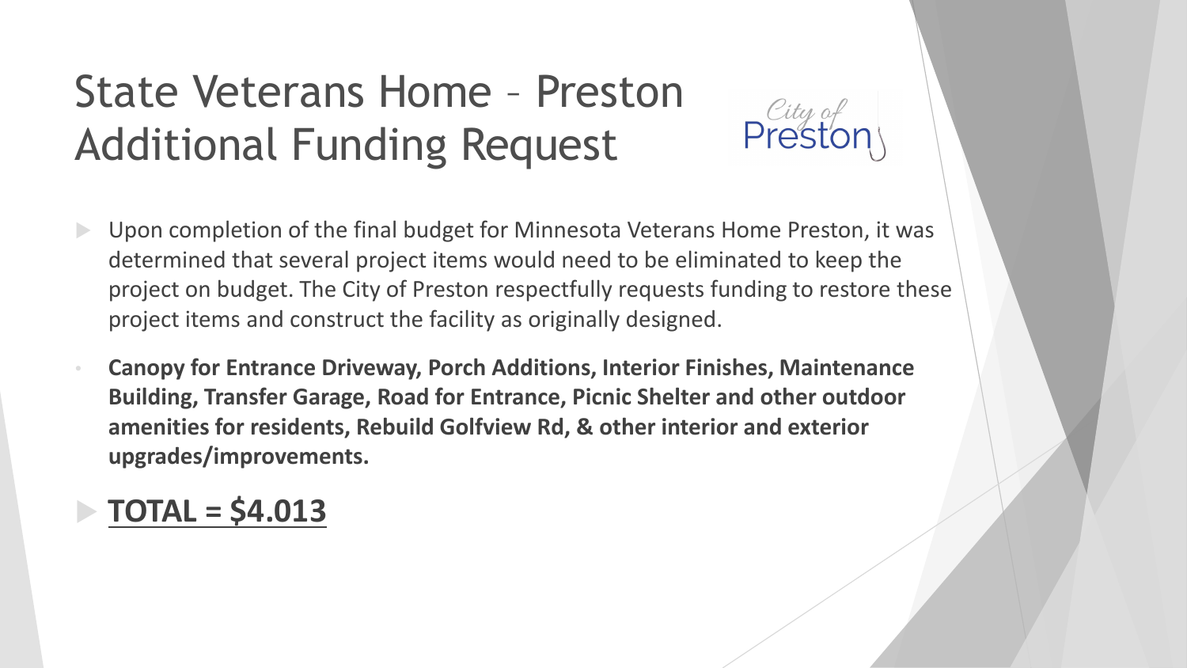# State Veterans Home – Preston Additional Funding Request

City of Preston

- Upon completion of the final budget for Minnesota Veterans Home Preston, it was determined that several project items would need to be eliminated to keep the project on budget. The City of Preston respectfully requests funding to restore these project items and construct the facility as originally designed.

- **Canopy for Entrance Driveway, Porch Additions, Interior Finishes, Maintenance Building, Transfer Garage, Road for Entrance, Picnic Shelter and other outdoor amenities for residents, Rebuild Golfview Rd, & other interior and exterior upgrades/improvements.**

- **<u>TOTAL = $4.013</u>**